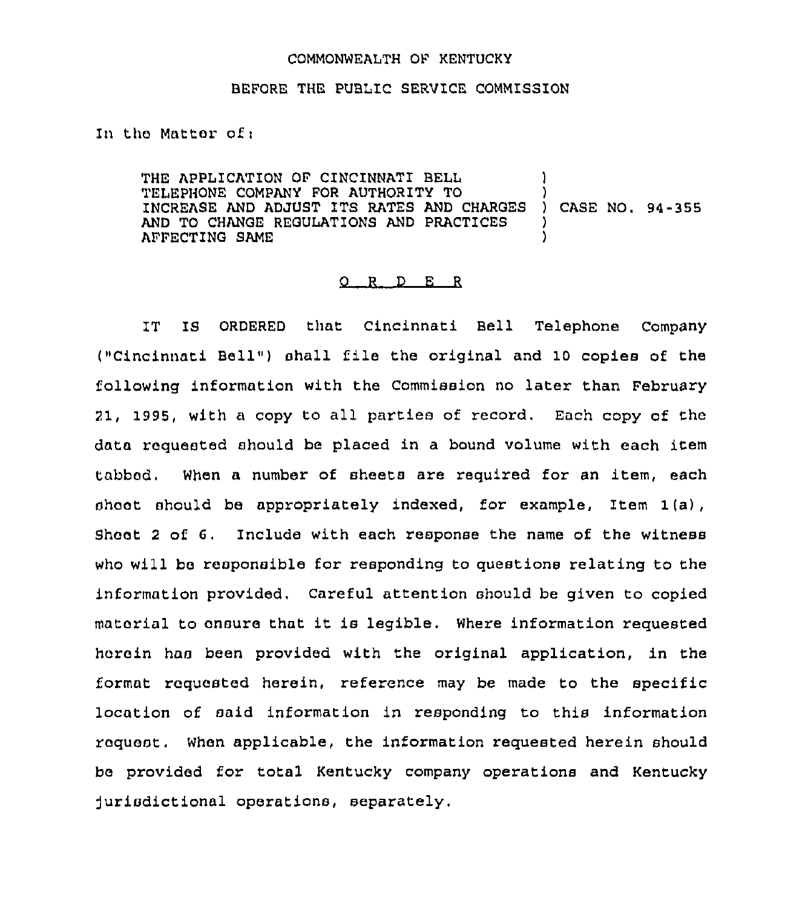COMMONWEALTH OF KENTUCKY

BEFORE THE PUBLIC SERVICE COMMISSION

In the Matter of:

| | | |
|---|---|---|
| THE APPLICATION OF CINCINNATI BELL TELEPHONE COMPANY FOR AUTHORITY TO INCREASE AND ADJUST ITS RATES AND CHARGES AND TO CHANGE REGULATIONS AND PRACTICES AFFECTING SAME | ) ) ) ) ) | CASE NO. 94-355 |

# O R D E R

IT IS ORDERED that Cincinnati Bell Telephone Company ("Cincinnati Bell") shall file the original and 10 copies of the following information with the Commission no later than February 21, 1995, with a copy to all parties of record. Each copy of the data requested should be placed in a bound volume with each item tabbed. When a number of sheets are required for an item, each sheet should be appropriately indexed, for example, Item 1(a), Sheet 2 of 6. Include with each response the name of the witness who will be responsible for responding to questions relating to the information provided. Careful attention should be given to copied material to ensure that it is legible. Where information requested herein has been provided with the original application, in the format requested herein, reference may be made to the specific location of said information in responding to this information request. When applicable, the information requested herein should be provided for total Kentucky company operations and Kentucky jurisdictional operations, separately.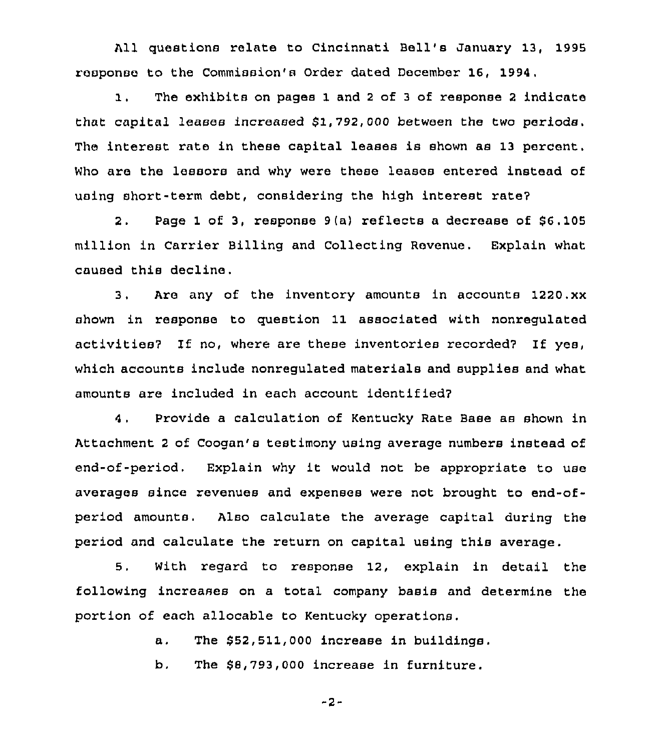All questions relate to Cincinnati Bell's January 13, 1995 response to the Commission's Order dated December 16, 1994.

1. The exhibits on pages 1 and 2 of 3 of response 2 indicate that capital leases increased $1,792,000 between the two periods. The interest rate in these capital leases is shown as 13 percent. Who are the lessors and why were these leases entered instead of using short-term debt, considering the high interest rate?

2. Page 1 of 3, response 9(a) reflects a decrease of $6.105 million in Carrier Billing and Collecting Revenue. Explain what caused this decline.

3. Are any of the inventory amounts in accounts 1220.xx shown in response to question 11 associated with nonregulated activities? If no, where are these inventories recorded? If yes, which accounts include nonregulated materials and supplies and what amounts are included in each account identified?

4. Provide a calculation of Kentucky Rate Base as shown in Attachment 2 of Coogan's testimony using average numbers instead of end-of-period. Explain why it would not be appropriate to use averages since revenues and expenses were not brought to end-of-period amounts. Also calculate the average capital during the period and calculate the return on capital using this average.

5. With regard to response 12, explain in detail the following increases on a total company basis and determine the portion of each allocable to Kentucky operations.

   a. The $52,511,000 increase in buildings.

   b. The $8,793,000 increase in furniture.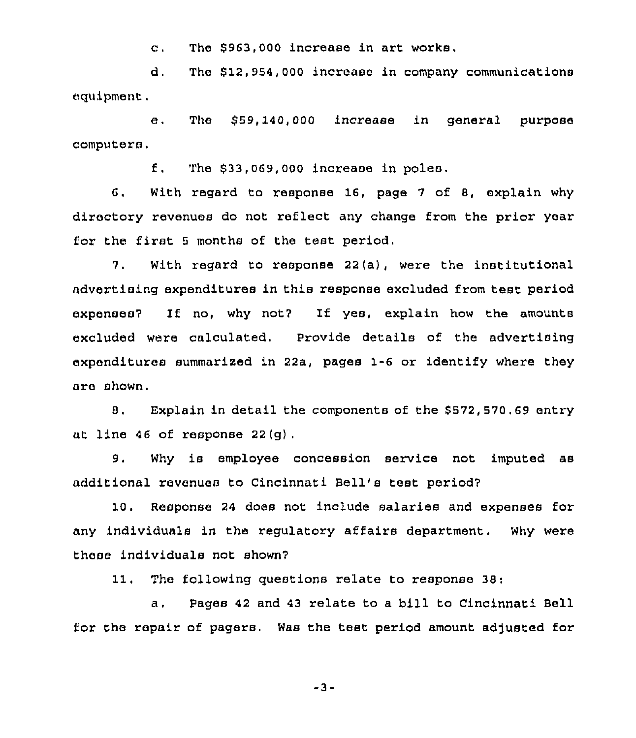c. The $963,000 increase in art works.

d. The $12,954,000 increase in company communications equipment.

e. The $59,140,000 increase in general purpose computers.

f. The $33,069,000 increase in poles.

6. With regard to response 16, page 7 of 8, explain why directory revenues do not reflect any change from the prior year for the first 5 months of the test period.

7. With regard to response 22(a), were the institutional advertising expenditures in this response excluded from test period expenses? If no, why not? If yes, explain how the amounts excluded were calculated. Provide details of the advertising expenditures summarized in 22a, pages 1-6 or identify where they are shown.

8. Explain in detail the components of the $572,570.69 entry at line 46 of response 22(g).

9. Why is employee concession service not imputed as additional revenues to Cincinnati Bell's test period?

10. Response 24 does not include salaries and expenses for any individuals in the regulatory affairs department. Why were these individuals not shown?

11. The following questions relate to response 38:

a. Pages 42 and 43 relate to a bill to Cincinnati Bell for the repair of pagers. Was the test period amount adjusted for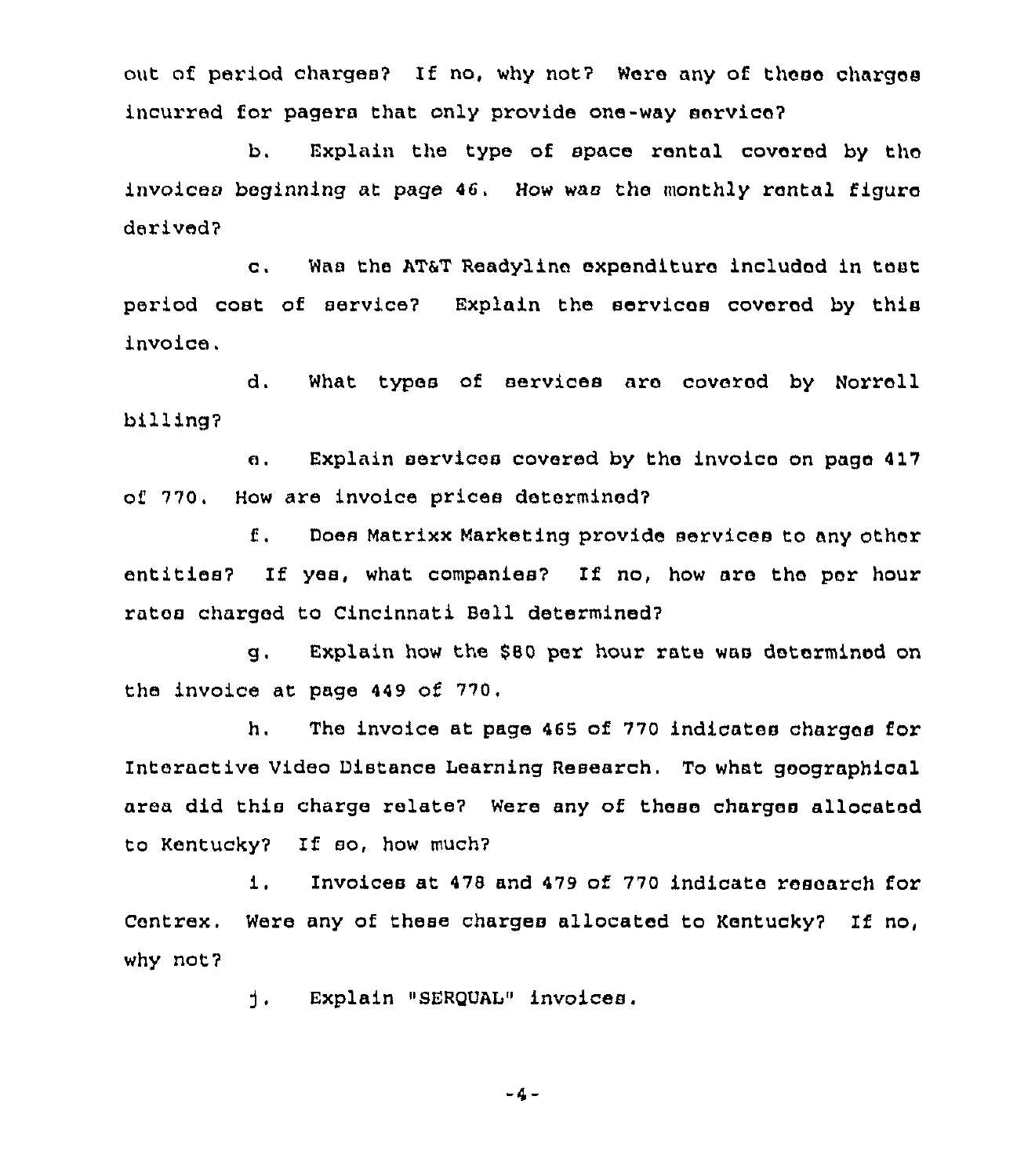out of period charges? If no, why not? Were any of these charges incurred for pagers that only provide one-way service?

b. Explain the type of space rental covered by the invoices beginning at page 46. How was the monthly rental figure derived?

c. Was the AT&T Readyline expenditure included in test period cost of service? Explain the services covered by this invoice.

d. What types of services are covered by Norrell billing?

e. Explain services covered by the invoice on page 417 of 770. How are invoice prices determined?

f. Does Matrixx Marketing provide services to any other entities? If yes, what companies? If no, how are the per hour rates charged to Cincinnati Bell determined?

g. Explain how the $80 per hour rate was determined on the invoice at page 449 of 770.

h. The invoice at page 465 of 770 indicates charges for Interactive Video Distance Learning Research. To what geographical area did this charge relate? Were any of these charges allocated to Kentucky? If so, how much?

i. Invoices at 478 and 479 of 770 indicate research for Centrex. Were any of these charges allocated to Kentucky? If no, why not?

j. Explain "SERQUAL" invoices.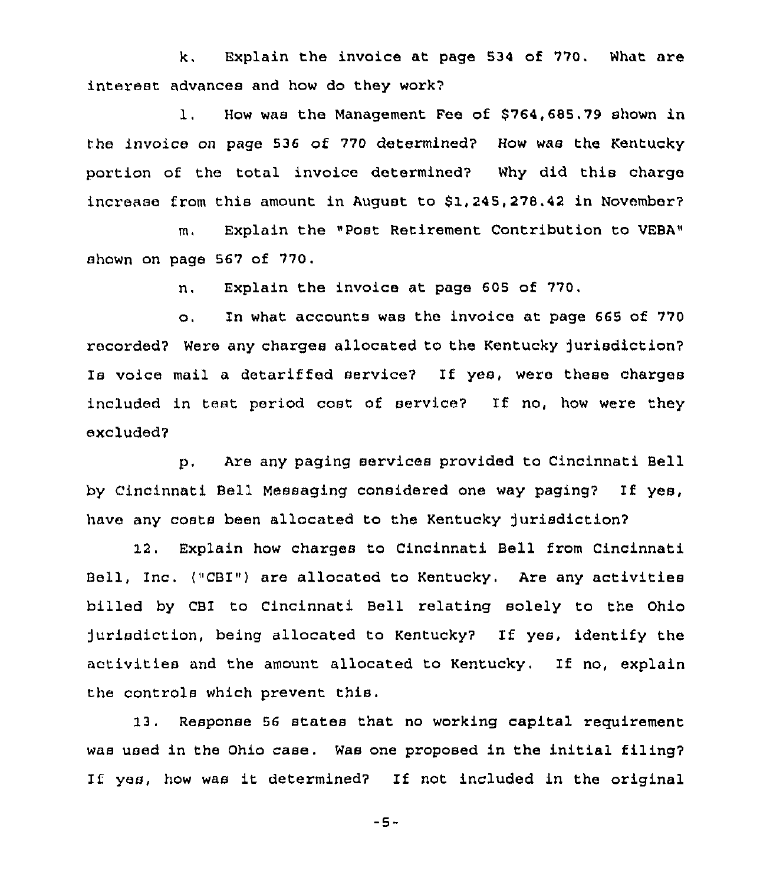k. Explain the invoice at page 534 of 770. What are interest advances and how do they work?

l. How was the Management Fee of $764,685.79 shown in the invoice on page 536 of 770 determined? How was the Kentucky portion of the total invoice determined? Why did this charge increase from this amount in August to $1,245,278.42 in November?

m. Explain the "Post Retirement Contribution to VEBA" shown on page 567 of 770.

n. Explain the invoice at page 605 of 770.

o. In what accounts was the invoice at page 665 of 770 recorded? Were any charges allocated to the Kentucky jurisdiction? Is voice mail a detariffed service? If yes, were these charges included in test period cost of service? If no, how were they excluded?

p. Are any paging services provided to Cincinnati Bell by Cincinnati Bell Messaging considered one way paging? If yes, have any costs been allocated to the Kentucky jurisdiction?

12. Explain how charges to Cincinnati Bell from Cincinnati Bell, Inc. ("CBI") are allocated to Kentucky. Are any activities billed by CBI to Cincinnati Bell relating solely to the Ohio jurisdiction, being allocated to Kentucky? If yes, identify the activities and the amount allocated to Kentucky. If no, explain the controls which prevent this.

13. Response 56 states that no working capital requirement was used in the Ohio case. Was one proposed in the initial filing? If yes, how was it determined? If not included in the original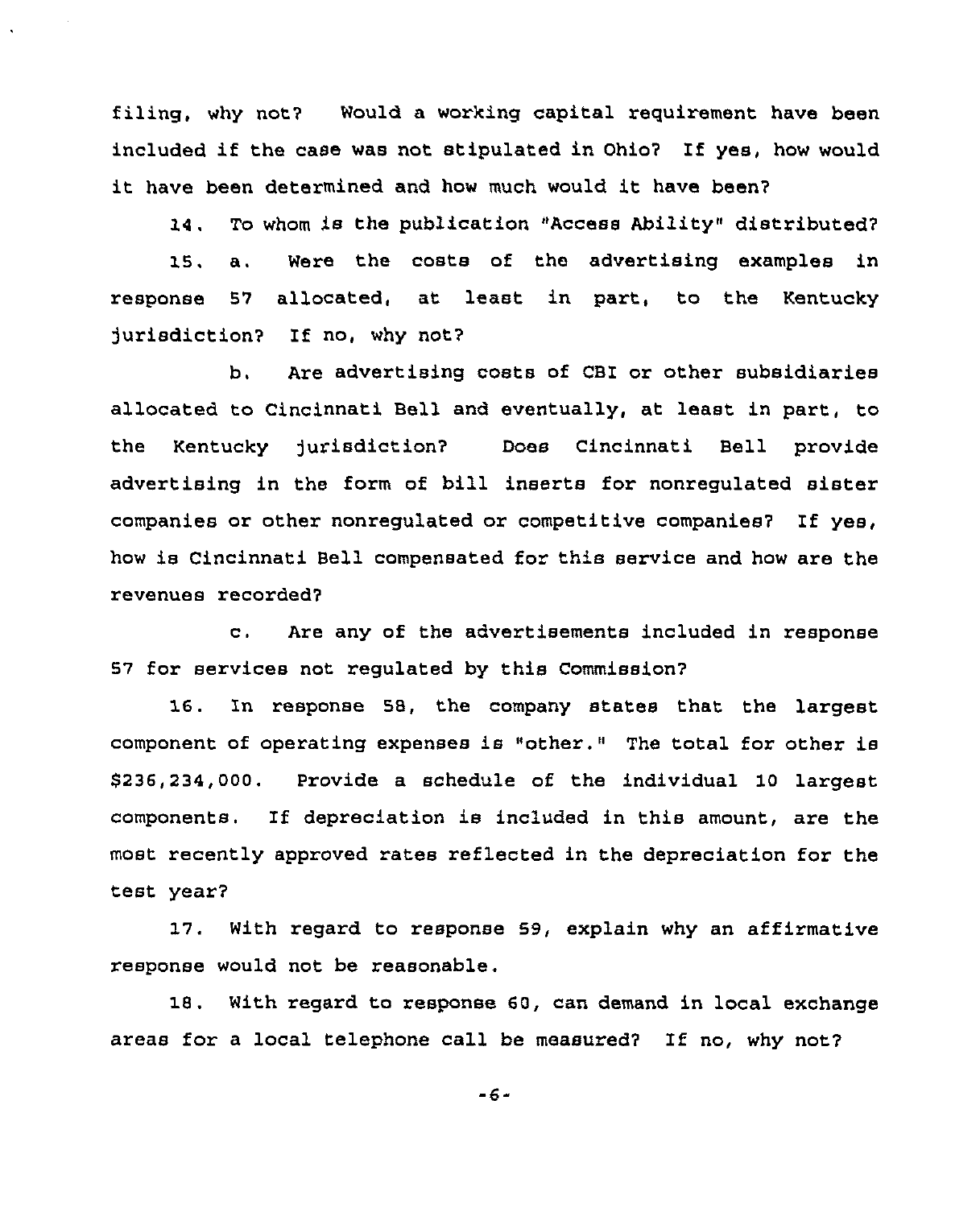filing, why not? Would a working capital requirement have been included if the case was not stipulated in Ohio? If yes, how would it have been determined and how much would it have been?

14. To whom is the publication "Access Ability" distributed?

15. a. Were the costs of the advertising examples in response 57 allocated, at least in part, to the Kentucky jurisdiction? If no, why not?

b. Are advertising costs of CBI or other subsidiaries allocated to Cincinnati Bell and eventually, at least in part, to the Kentucky jurisdiction? Does Cincinnati Bell provide advertising in the form of bill inserts for nonregulated sister companies or other nonregulated or competitive companies? If yes, how is Cincinnati Bell compensated for this service and how are the revenues recorded?

c. Are any of the advertisements included in response 57 for services not regulated by this Commission?

16. In response 58, the company states that the largest component of operating expenses is "other." The total for other is $236,234,000. Provide a schedule of the individual 10 largest components. If depreciation is included in this amount, are the most recently approved rates reflected in the depreciation for the test year?

17. With regard to response 59, explain why an affirmative response would not be reasonable.

18. With regard to response 60, can demand in local exchange areas for a local telephone call be measured? If no, why not?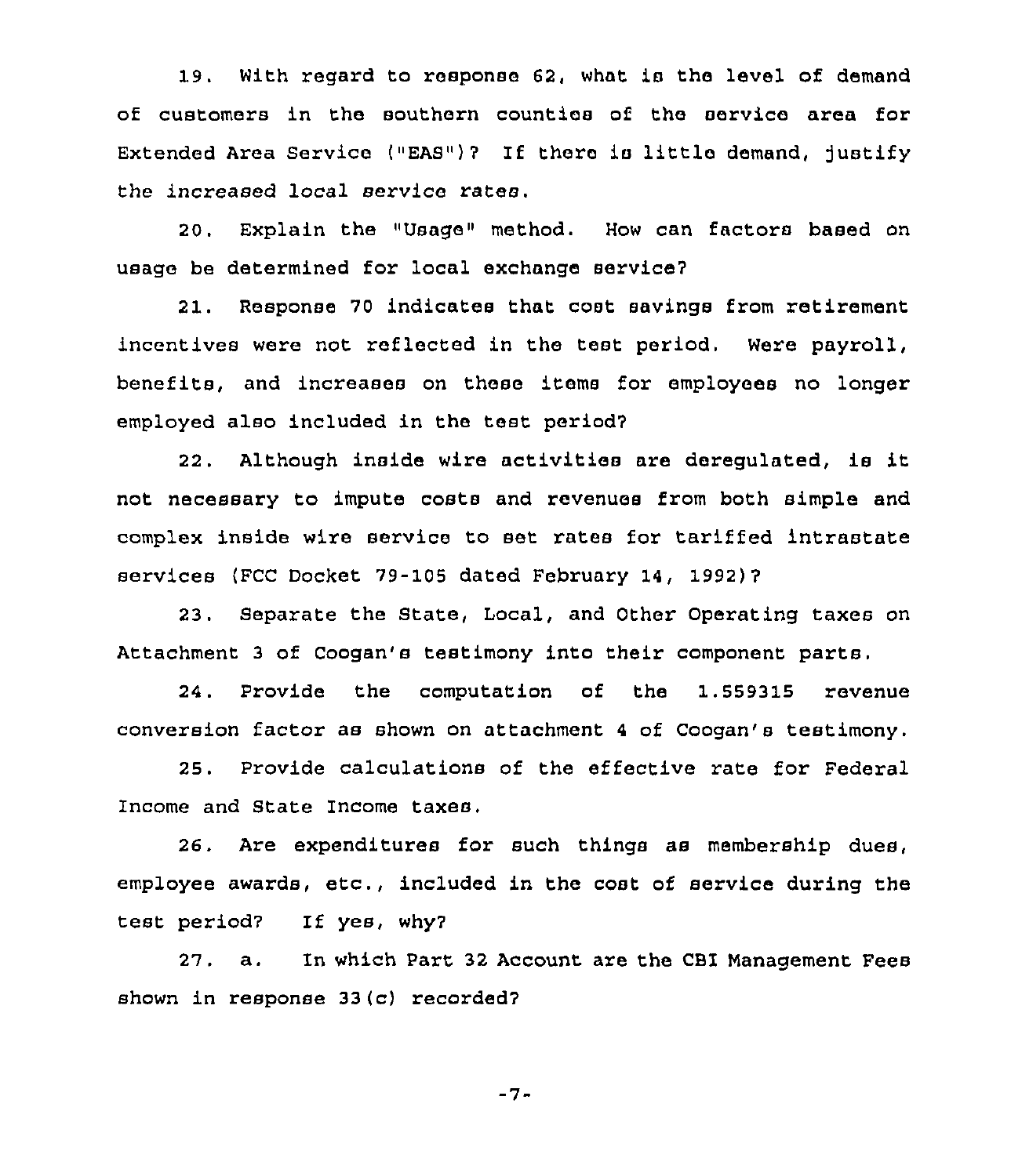19. With regard to response 62, what is the level of demand of customers in the southern counties of the service area for Extended Area Service ("EAS")? If there is little demand, justify the increased local service rates.

20. Explain the "Usage" method. How can factors based on usage be determined for local exchange service?

21. Response 70 indicates that cost savings from retirement incentives were not reflected in the test period. Were payroll, benefits, and increases on these items for employees no longer employed also included in the test period?

22. Although inside wire activities are deregulated, is it not necessary to impute costs and revenues from both simple and complex inside wire service to set rates for tariffed intrastate services (FCC Docket 79-105 dated February 14, 1992)?

23. Separate the State, Local, and Other Operating taxes on Attachment 3 of Coogan's testimony into their component parts.

24. Provide the computation of the 1.559315 revenue conversion factor as shown on attachment 4 of Coogan's testimony.

25. Provide calculations of the effective rate for Federal Income and State Income taxes.

26. Are expenditures for such things as membership dues, employee awards, etc., included in the cost of service during the test period? If yes, why?

27. a. In which Part 32 Account are the CBI Management Fees shown in response 33(c) recorded?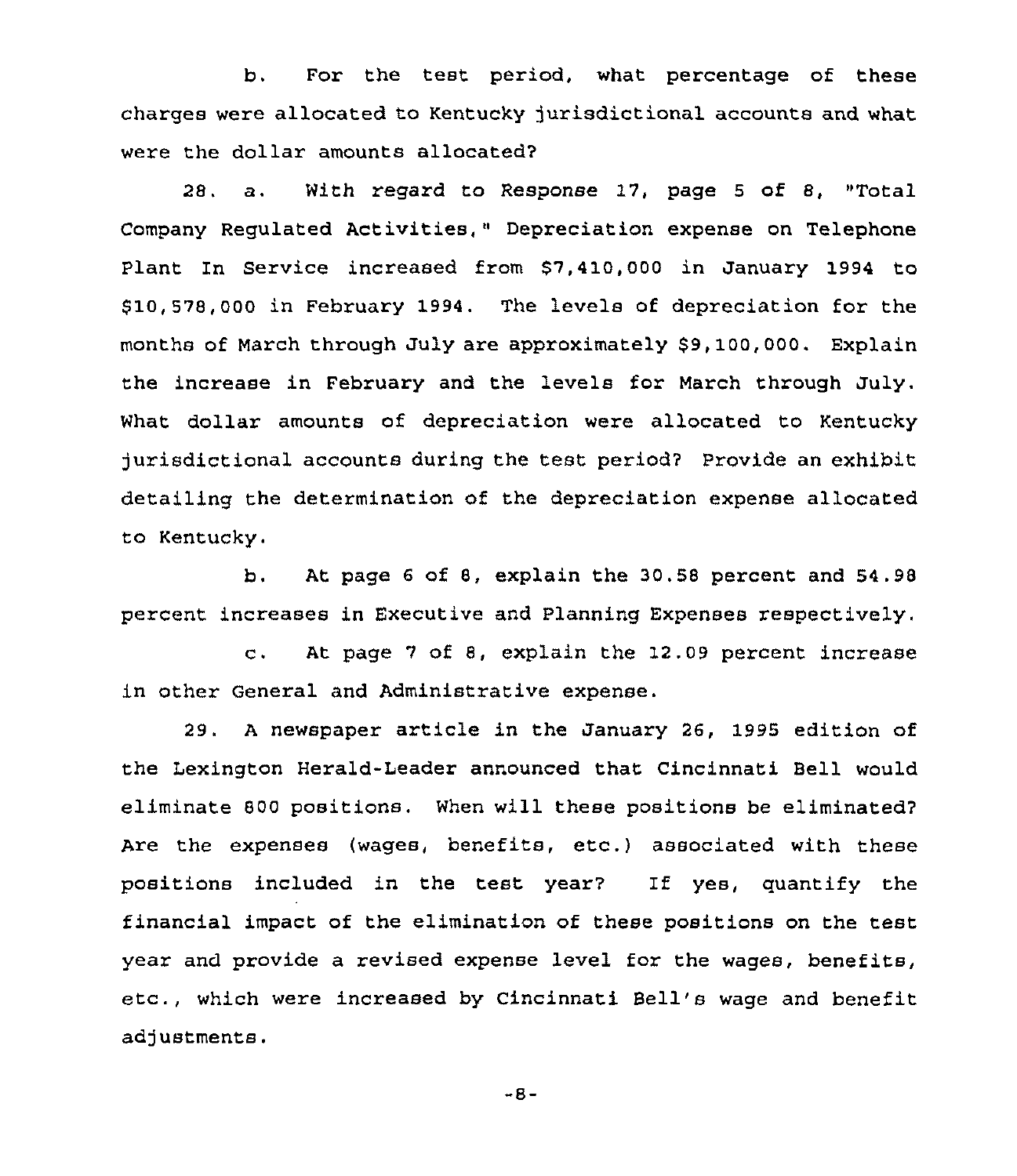b. For the test period, what percentage of these charges were allocated to Kentucky jurisdictional accounts and what were the dollar amounts allocated?

28. a. With regard to Response 17, page 5 of 8, "Total Company Regulated Activities," Depreciation expense on Telephone Plant In Service increased from $7,410,000 in January 1994 to $10,578,000 in February 1994. The levels of depreciation for the months of March through July are approximately $9,100,000. Explain the increase in February and the levels for March through July. What dollar amounts of depreciation were allocated to Kentucky jurisdictional accounts during the test period? Provide an exhibit detailing the determination of the depreciation expense allocated to Kentucky.

b. At page 6 of 8, explain the 30.58 percent and 54.98 percent increases in Executive and Planning Expenses respectively.

c. At page 7 of 8, explain the 12.09 percent increase in other General and Administrative expense.

29. A newspaper article in the January 26, 1995 edition of the Lexington Herald-Leader announced that Cincinnati Bell would eliminate 800 positions. When will these positions be eliminated? Are the expenses (wages, benefits, etc.) associated with these positions included in the test year? If yes, quantify the financial impact of the elimination of these positions on the test year and provide a revised expense level for the wages, benefits, etc., which were increased by Cincinnati Bell's wage and benefit adjustments.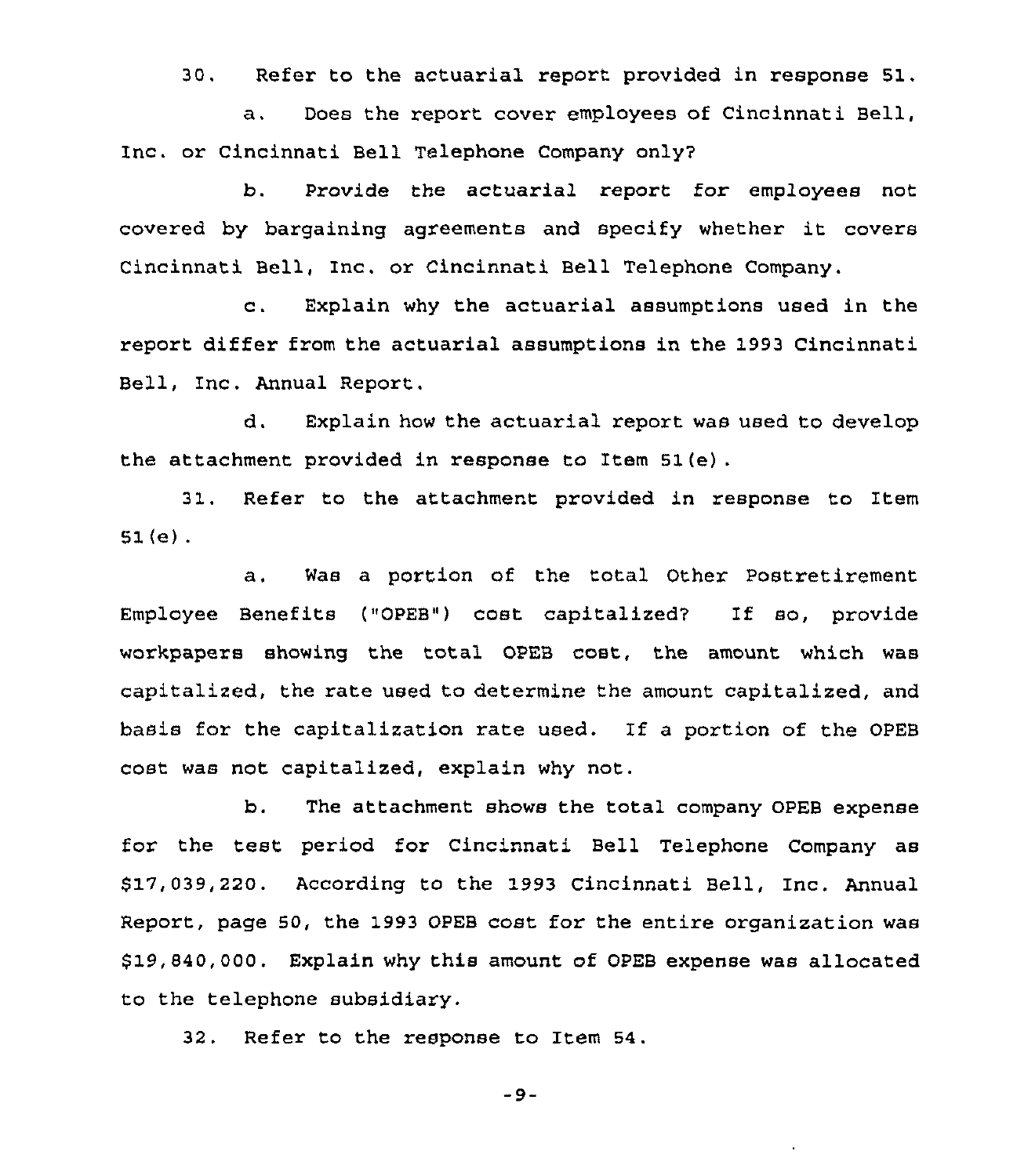30. Refer to the actuarial report provided in response 51.

a. Does the report cover employees of Cincinnati Bell, Inc. or Cincinnati Bell Telephone Company only?

b. Provide the actuarial report for employees not covered by bargaining agreements and specify whether it covers Cincinnati Bell, Inc. or Cincinnati Bell Telephone Company.

c. Explain why the actuarial assumptions used in the report differ from the actuarial assumptions in the 1993 Cincinnati Bell, Inc. Annual Report.

d. Explain how the actuarial report was used to develop the attachment provided in response to Item 51(e).

31. Refer to the attachment provided in response to Item 51(e).

a. Was a portion of the total Other Postretirement Employee Benefits ("OPEB") cost capitalized? If so, provide workpapers showing the total OPEB cost, the amount which was capitalized, the rate used to determine the amount capitalized, and basis for the capitalization rate used. If a portion of the OPEB cost was not capitalized, explain why not.

b. The attachment shows the total company OPEB expense for the test period for Cincinnati Bell Telephone Company as $17,039,220. According to the 1993 Cincinnati Bell, Inc. Annual Report, page 50, the 1993 OPEB cost for the entire organization was $19,840,000. Explain why this amount of OPEB expense was allocated to the telephone subsidiary.

32. Refer to the response to Item 54.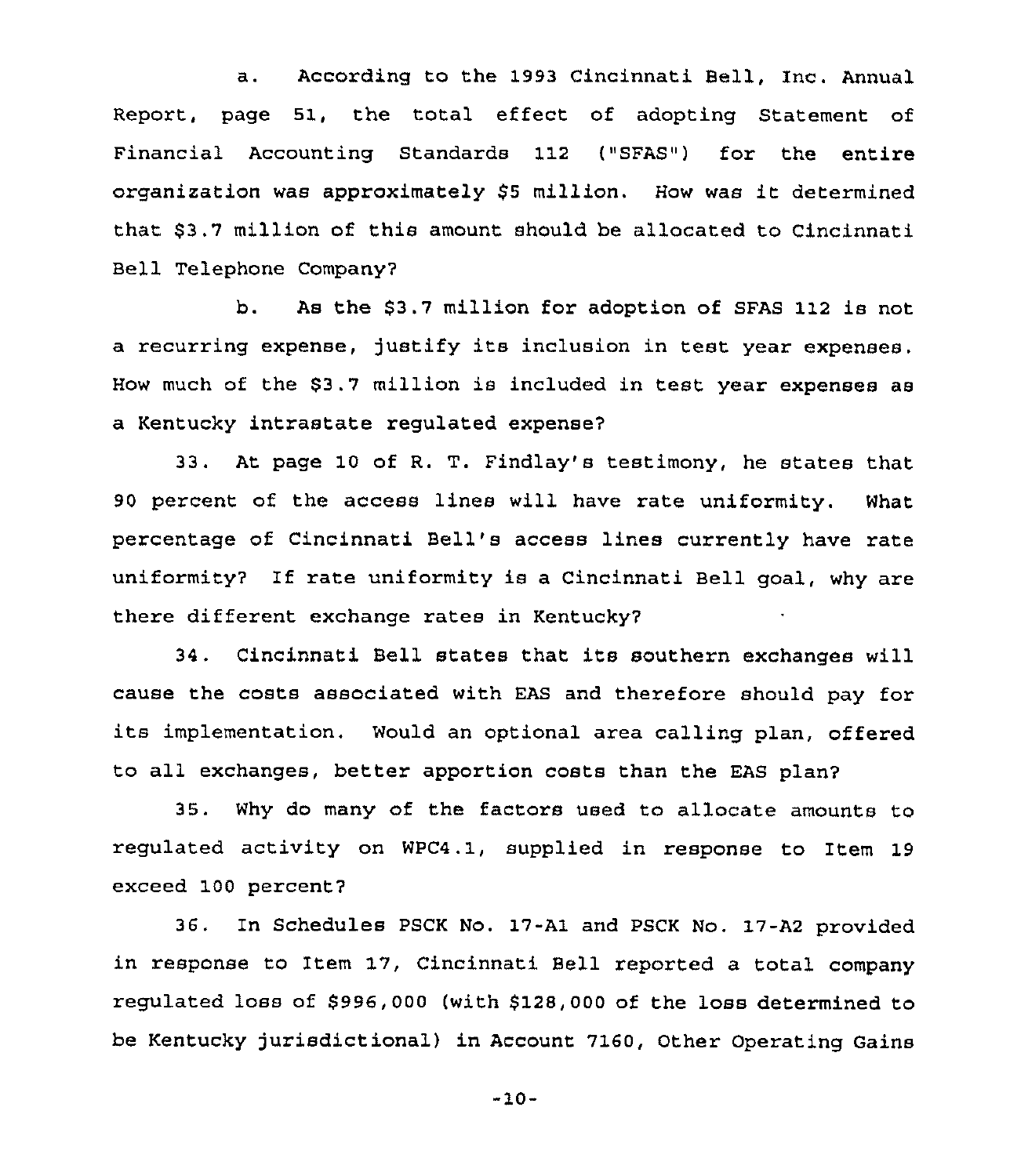a. According to the 1993 Cincinnati Bell, Inc. Annual Report, page 51, the total effect of adopting Statement of Financial Accounting Standards 112 ("SFAS") for the entire organization was approximately $5 million. How was it determined that $3.7 million of this amount should be allocated to Cincinnati Bell Telephone Company?

b. As the $3.7 million for adoption of SFAS 112 is not a recurring expense, justify its inclusion in test year expenses. How much of the $3.7 million is included in test year expenses as a Kentucky intrastate regulated expense?

33. At page 10 of R. T. Findlay's testimony, he states that 90 percent of the access lines will have rate uniformity. What percentage of Cincinnati Bell's access lines currently have rate uniformity? If rate uniformity is a Cincinnati Bell goal, why are there different exchange rates in Kentucky?

34. Cincinnati Bell states that its southern exchanges will cause the costs associated with EAS and therefore should pay for its implementation. Would an optional area calling plan, offered to all exchanges, better apportion costs than the EAS plan?

35. Why do many of the factors used to allocate amounts to regulated activity on WPC4.1, supplied in response to Item 19 exceed 100 percent?

36. In Schedules PSCK No. 17-A1 and PSCK No. 17-A2 provided in response to Item 17, Cincinnati Bell reported a total company regulated loss of $996,000 (with $128,000 of the loss determined to be Kentucky jurisdictional) in Account 7160, Other Operating Gains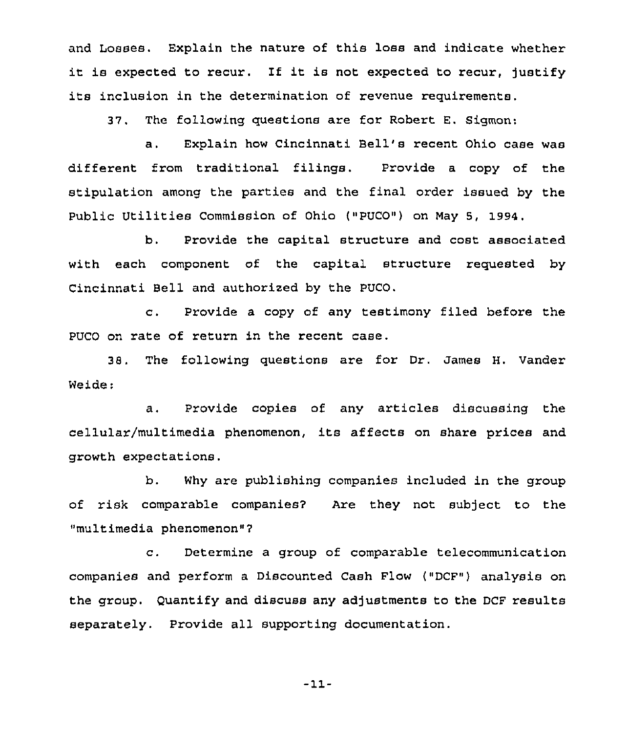and Losses. Explain the nature of this loss and indicate whether it is expected to recur. If it is not expected to recur, justify its inclusion in the determination of revenue requirements.

37. The following questions are for Robert E. Sigmon:

a. Explain how Cincinnati Bell's recent Ohio case was different from traditional filings. Provide a copy of the stipulation among the parties and the final order issued by the Public Utilities Commission of Ohio ("PUCO") on May 5, 1994.

b. Provide the capital structure and cost associated with each component of the capital structure requested by Cincinnati Bell and authorized by the PUCO.

c. Provide a copy of any testimony filed before the PUCO on rate of return in the recent case.

38. The following questions are for Dr. James H. Vander Weide:

a. Provide copies of any articles discussing the cellular/multimedia phenomenon, its affects on share prices and growth expectations.

b. Why are publishing companies included in the group of risk comparable companies? Are they not subject to the "multimedia phenomenon"?

c. Determine a group of comparable telecommunication companies and perform a Discounted Cash Flow ("DCF") analysis on the group. Quantify and discuss any adjustments to the DCF results separately. Provide all supporting documentation.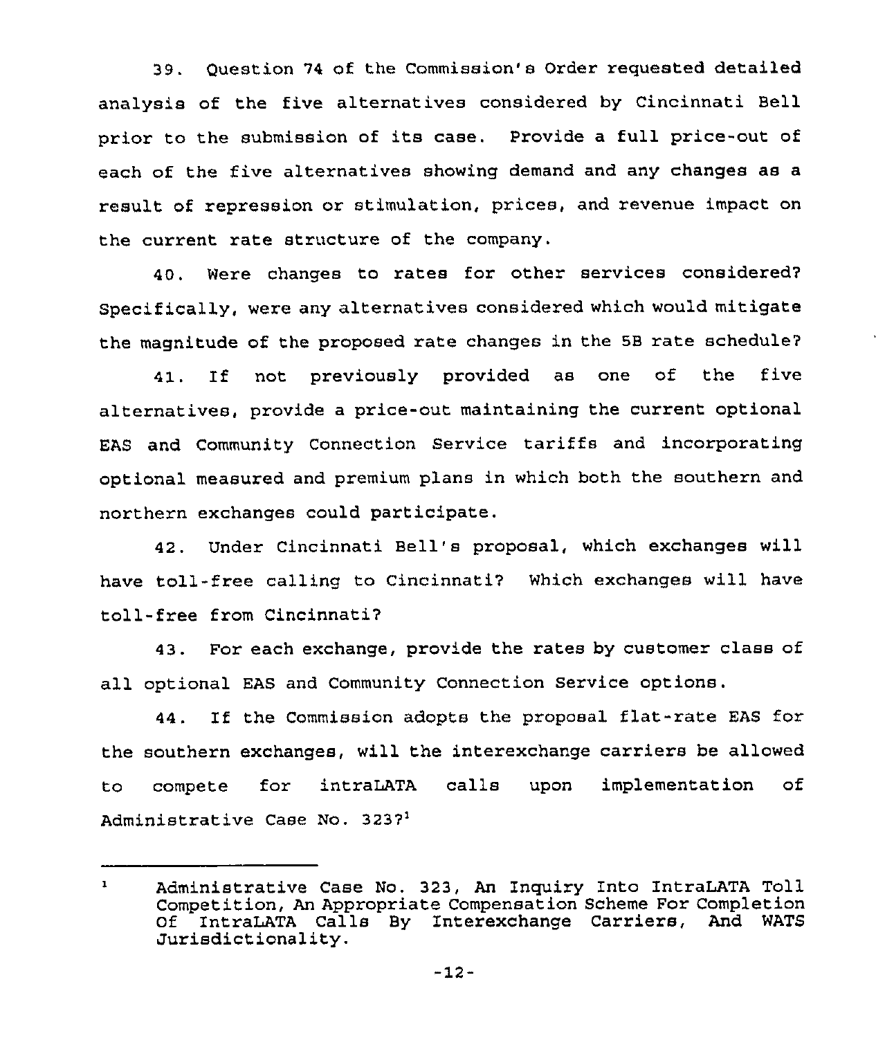39. Question 74 of the Commission's Order requested detailed analysis of the five alternatives considered by Cincinnati Bell prior to the submission of its case. Provide a full price-out of each of the five alternatives showing demand and any changes as a result of repression or stimulation, prices, and revenue impact on the current rate structure of the company.

40. Were changes to rates for other services considered? Specifically, were any alternatives considered which would mitigate the magnitude of the proposed rate changes in the 5B rate schedule?

41. If not previously provided as one of the five alternatives, provide a price-out maintaining the current optional EAS and Community Connection Service tariffs and incorporating optional measured and premium plans in which both the southern and northern exchanges could participate.

42. Under Cincinnati Bell's proposal, which exchanges will have toll-free calling to Cincinnati? Which exchanges will have toll-free from Cincinnati?

43. For each exchange, provide the rates by customer class of all optional EAS and Community Connection Service options.

44. If the Commission adopts the proposal flat-rate EAS for the southern exchanges, will the interexchange carriers be allowed to compete for intraLATA calls upon implementation of Administrative Case No. 323?[1]

---

[1] Administrative Case No. 323, An Inquiry Into IntraLATA Toll Competition, An Appropriate Compensation Scheme For Completion Of IntraLATA Calls By Interexchange Carriers, And WATS Jurisdictionality.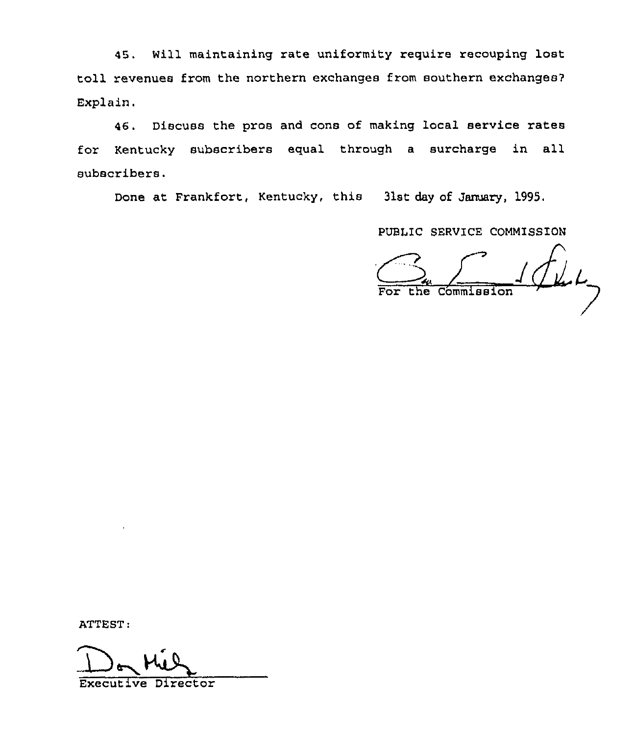45. Will maintaining rate uniformity require recouping lost toll revenues from the northern exchanges from southern exchanges? Explain.

46. Discuss the pros and cons of making local service rates for Kentucky subscribers equal through a surcharge in all subscribers.

Done at Frankfort, Kentucky, this 31st day of January, 1995.

PUBLIC SERVICE COMMISSION

For the Commission

ATTEST:

Executive Director